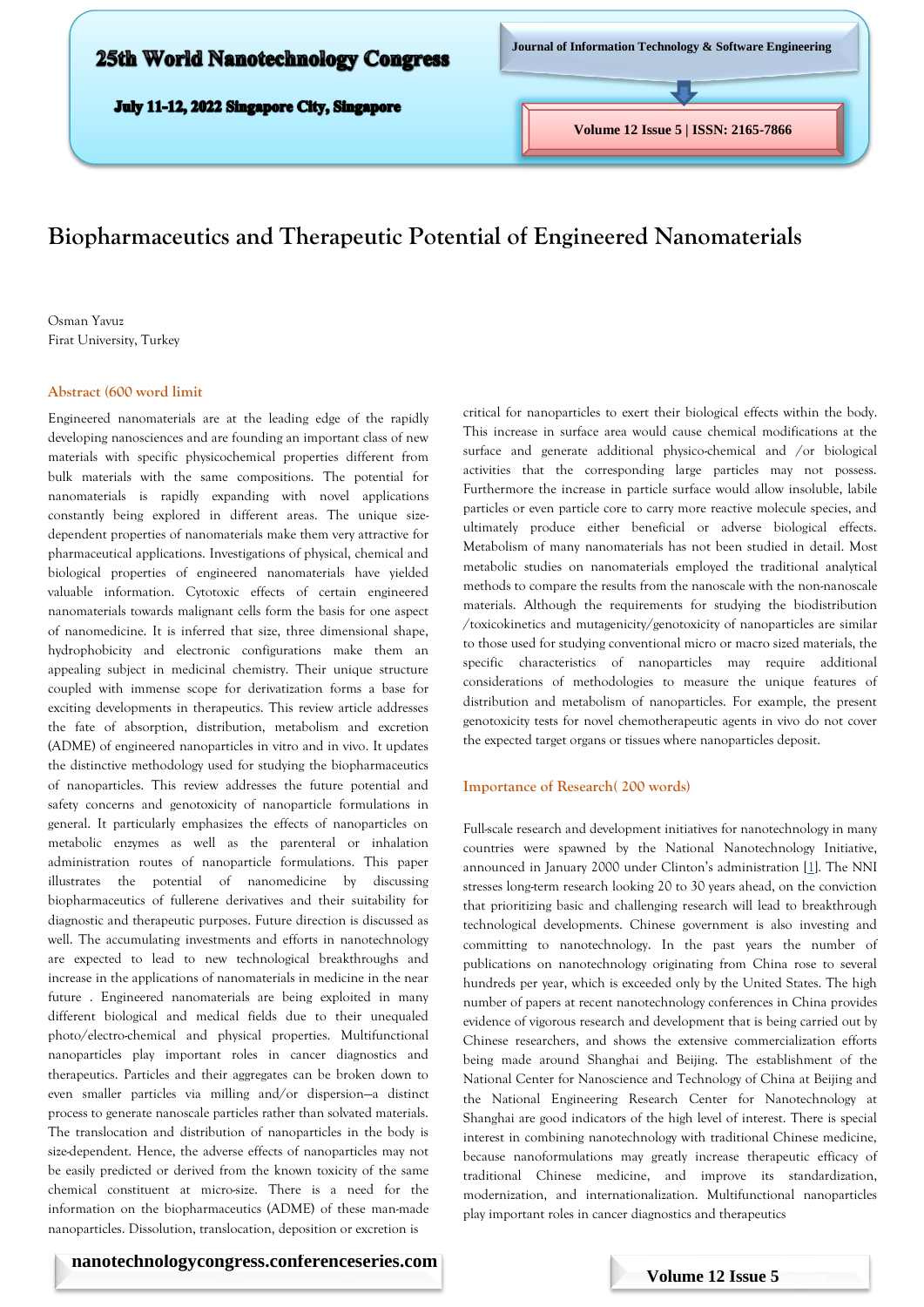# Biopharmaceutics and Therapeutic Potential of Engineered Nanomaterials

Osman Yavuz
Firat University, Turkey

## Abstract (600 word limit

Engineered nanomaterials are at the leading edge of the rapidly developing nanosciences and are founding an important class of new materials with specific physicochemical properties different from bulk materials with the same compositions. The potential for nanomaterials is rapidly expanding with novel applications constantly being explored in different areas. The unique size-dependent properties of nanomaterials make them very attractive for pharmaceutical applications. Investigations of physical, chemical and biological properties of engineered nanomaterials have yielded valuable information. Cytotoxic effects of certain engineered nanomaterials towards malignant cells form the basis for one aspect of nanomedicine. It is inferred that size, three dimensional shape, hydrophobicity and electronic configurations make them an appealing subject in medicinal chemistry. Their unique structure coupled with immense scope for derivatization forms a base for exciting developments in therapeutics. This review article addresses the fate of absorption, distribution, metabolism and excretion (ADME) of engineered nanoparticles in vitro and in vivo. It updates the distinctive methodology used for studying the biopharmaceutics of nanoparticles. This review addresses the future potential and safety concerns and genotoxicity of nanoparticle formulations in general. It particularly emphasizes the effects of nanoparticles on metabolic enzymes as well as the parenteral or inhalation administration routes of nanoparticle formulations. This paper illustrates the potential of nanomedicine by discussing biopharmaceutics of fullerene derivatives and their suitability for diagnostic and therapeutic purposes. Future direction is discussed as well. The accumulating investments and efforts in nanotechnology are expected to lead to new technological breakthroughs and increase in the applications of nanomaterials in medicine in the near future . Engineered nanomaterials are being exploited in many different biological and medical fields due to their unequaled photo/electro-chemical and physical properties. Multifunctional nanoparticles play important roles in cancer diagnostics and therapeutics. Particles and their aggregates can be broken down to even smaller particles via milling and/or dispersion—a distinct process to generate nanoscale particles rather than solvated materials. The translocation and distribution of nanoparticles in the body is size-dependent. Hence, the adverse effects of nanoparticles may not be easily predicted or derived from the known toxicity of the same chemical constituent at micro-size. There is a need for the information on the biopharmaceutics (ADME) of these man-made nanoparticles. Dissolution, translocation, deposition or excretion is critical for nanoparticles to exert their biological effects within the body. This increase in surface area would cause chemical modifications at the surface and generate additional physico-chemical and /or biological activities that the corresponding large particles may not possess. Furthermore the increase in particle surface would allow insoluble, labile particles or even particle core to carry more reactive molecule species, and ultimately produce either beneficial or adverse biological effects. Metabolism of many nanomaterials has not been studied in detail. Most metabolic studies on nanomaterials employed the traditional analytical methods to compare the results from the nanoscale with the non-nanoscale materials. Although the requirements for studying the biodistribution /toxicokinetics and mutagenicity/genotoxicity of nanoparticles are similar to those used for studying conventional micro or macro sized materials, the specific characteristics of nanoparticles may require additional considerations of methodologies to measure the unique features of distribution and metabolism of nanoparticles. For example, the present genotoxicity tests for novel chemotherapeutic agents in vivo do not cover the expected target organs or tissues where nanoparticles deposit.

## Importance of Research( 200 words)

Full-scale research and development initiatives for nanotechnology in many countries were spawned by the National Nanotechnology Initiative, announced in January 2000 under Clinton's administration [1]. The NNI stresses long-term research looking 20 to 30 years ahead, on the conviction that prioritizing basic and challenging research will lead to breakthrough technological developments. Chinese government is also investing and committing to nanotechnology. In the past years the number of publications on nanotechnology originating from China rose to several hundreds per year, which is exceeded only by the United States. The high number of papers at recent nanotechnology conferences in China provides evidence of vigorous research and development that is being carried out by Chinese researchers, and shows the extensive commercialization efforts being made around Shanghai and Beijing. The establishment of the National Center for Nanoscience and Technology of China at Beijing and the National Engineering Research Center for Nanotechnology at Shanghai are good indicators of the high level of interest. There is special interest in combining nanotechnology with traditional Chinese medicine, because nanoformulations may greatly increase therapeutic efficacy of traditional Chinese medicine, and improve its standardization, modernization, and internationalization. Multifunctional nanoparticles play important roles in cancer diagnostics and therapeutics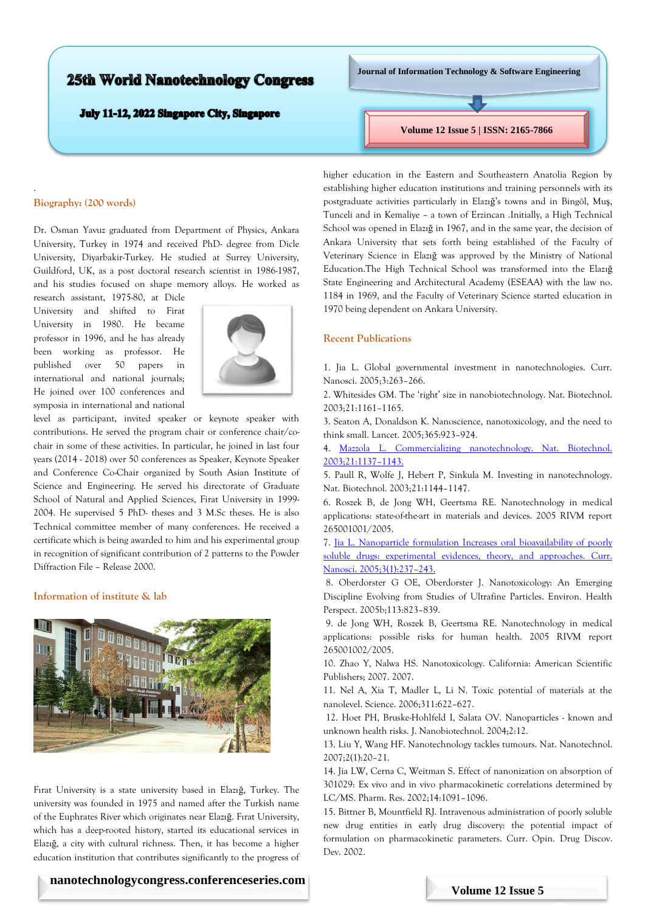## Biography: (200 words)

Dr. Osman Yavuz graduated from Department of Physics, Ankara University, Turkey in 1974 and received PhD- degree from Dicle University, Diyarbakir-Turkey. He studied at Surrey University, Guildford, UK, as a post doctoral research scientist in 1986-1987, and his studies focused on shape memory alloys. He worked as research assistant, 1975-80, at Dicle University and shifted to Firat University in 1980. He became professor in 1996, and he has already been working as professor. He published over 50 papers in international and national journals; He joined over 100 conferences and symposia in international and national level as participant, invited speaker or keynote speaker with contributions. He served the program chair or conference chair/co-chair in some of these activities. In particular, he joined in last four years (2014 - 2018) over 50 conferences as Speaker, Keynote Speaker and Conference Co-Chair organized by South Asian Institute of Science and Engineering. He served his directorate of Graduate School of Natural and Applied Sciences, Firat University in 1999-2004. He supervised 5 PhD- theses and 3 M.Sc theses. He is also Technical committee member of many conferences. He received a certificate which is being awarded to him and his experimental group in recognition of significant contribution of 2 patterns to the Powder Diffraction File – Release 2000.

## Information of institute & lab

Fırat University is a state university based in Elazığ, Turkey. The university was founded in 1975 and named after the Turkish name of the Euphrates River which originates near Elazığ. Fırat University, which has a deep-rooted history, started its educational services in Elazığ, a city with cultural richness. Then, it has become a higher education institution that contributes significantly to the progress of higher education in the Eastern and Southeastern Anatolia Region by establishing higher education institutions and training personnels with its postgraduate activities particularly in Elazığ's towns and in Bingöl, Muş, Tunceli and in Kemaliye – a town of Erzincan .Initially, a High Technical School was opened in Elazığ in 1967, and in the same year, the decision of Ankara University that sets forth being established of the Faculty of Veterinary Science in Elazığ was approved by the Ministry of National Education.The High Technical School was transformed into the Elazığ State Engineering and Architectural Academy (ESEAA) with the law no. 1184 in 1969, and the Faculty of Veterinary Science started education in 1970 being dependent on Ankara University.

## Recent Publications

1. Jia L. Global governmental investment in nanotechnologies. Curr. Nanosci. 2005;3:263–266.
2. Whitesides GM. The 'right' size in nanobiotechnology. Nat. Biotechnol. 2003;21:1161–1165.
3. Seaton A, Donaldson K. Nanoscience, nanotoxicology, and the need to think small. Lancet. 2005;365:923–924.
4. Mazzola L. Commercializing nanotechnology. Nat. Biotechnol. 2003;21:1137–1143.
5. Paull R, Wolfe J, Hebert P, Sinkula M. Investing in nanotechnology. Nat. Biotechnol. 2003;21:1144–1147.
6. Roszek B, de Jong WH, Geertsma RE. Nanotechnology in medical applications: state-of-the-art in materials and devices. 2005 RIVM report 265001001/2005.
7. Jia L. Nanoparticle formulation Increases oral bioavailability of poorly soluble drugs: experimental evidences, theory, and approaches. Curr. Nanosci. 2005;3(1):237–243.
8. Oberdorster G OE, Oberdorster J. Nanotoxicology: An Emerging Discipline Evolving from Studies of Ultrafine Particles. Environ. Health Perspect. 2005b;113:823–839.
9. de Jong WH, Roszek B, Geertsma RE. Nanotechnology in medical applications: possible risks for human health. 2005 RIVM report 265001002/2005.
10. Zhao Y, Nalwa HS. Nanotoxicology. California: American Scientific Publishers; 2007. 2007.
11. Nel A, Xia T, Madler L, Li N. Toxic potential of materials at the nanolevel. Science. 2006;311:622–627.
12. Hoet PH, Bruske-Hohlfeld I, Salata OV. Nanoparticles - known and unknown health risks. J. Nanobiotechnol. 2004;2:12.
13. Liu Y, Wang HF. Nanotechnology tackles tumours. Nat. Nanotechnol. 2007;2(1):20–21.
14. Jia LW, Cerna C, Weitman S. Effect of nanonization on absorption of 301029: Ex vivo and in vivo pharmacokinetic correlations determined by LC/MS. Pharm. Res. 2002;14:1091–1096.
15. Bittner B, Mountfield RJ. Intravenous administration of poorly soluble new drug entities in early drug discovery: the potential impact of formulation on pharmacokinetic parameters. Curr. Opin. Drug Discov. Dev. 2002.